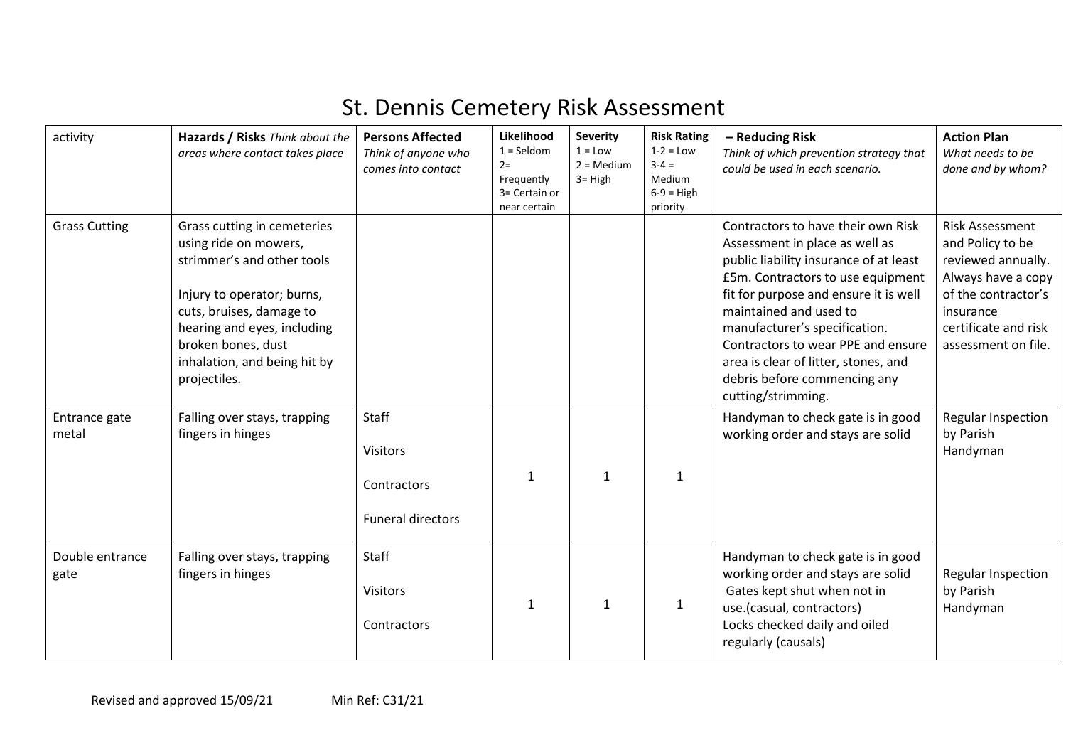# St. Dennis Cemetery Risk Assessment

| activity | **Hazards / Risks** *Think about the areas where contact takes place* | **Persons Affected** *Think of anyone who comes into contact* | **Likelihood** 1 = Seldom 2= Frequently 3= Certain or near certain | **Severity** 1 = Low 2 = Medium 3= High | **Risk Rating** 1-2 = Low 3-4 = Medium 6-9 = High priority | **– Reducing Risk** *Think of which prevention strategy that could be used in each scenario.* | **Action Plan** *What needs to be done and by whom?* |
|---|---|---|---|---|---|---|---|
| Grass Cutting | Grass cutting in cemeteries using ride on mowers, strimmer's and other tools<br><br>Injury to operator; burns, cuts, bruises, damage to hearing and eyes, including broken bones, dust inhalation, and being hit by projectiles. | | | | | Contractors to have their own Risk Assessment in place as well as public liability insurance of at least £5m. Contractors to use equipment fit for purpose and ensure it is well maintained and used to manufacturer's specification. Contractors to wear PPE and ensure area is clear of litter, stones, and debris before commencing any cutting/strimming. | Risk Assessment and Policy to be reviewed annually. Always have a copy of the contractor's insurance certificate and risk assessment on file. |
| Entrance gate metal | Falling over stays, trapping fingers in hinges | Staff<br><br>Visitors<br><br>Contractors<br><br>Funeral directors | 1 | 1 | 1 | Handyman to check gate is in good working order and stays are solid | Regular Inspection by Parish Handyman |
| Double entrance gate | Falling over stays, trapping fingers in hinges | Staff<br><br>Visitors<br><br>Contractors | 1 | 1 | 1 | Handyman to check gate is in good working order and stays are solid<br>Gates kept shut when not in use.(casual, contractors)<br>Locks checked daily and oiled regularly (causals) | Regular Inspection by Parish Handyman |

Revised and approved 15/09/21 Min Ref: C31/21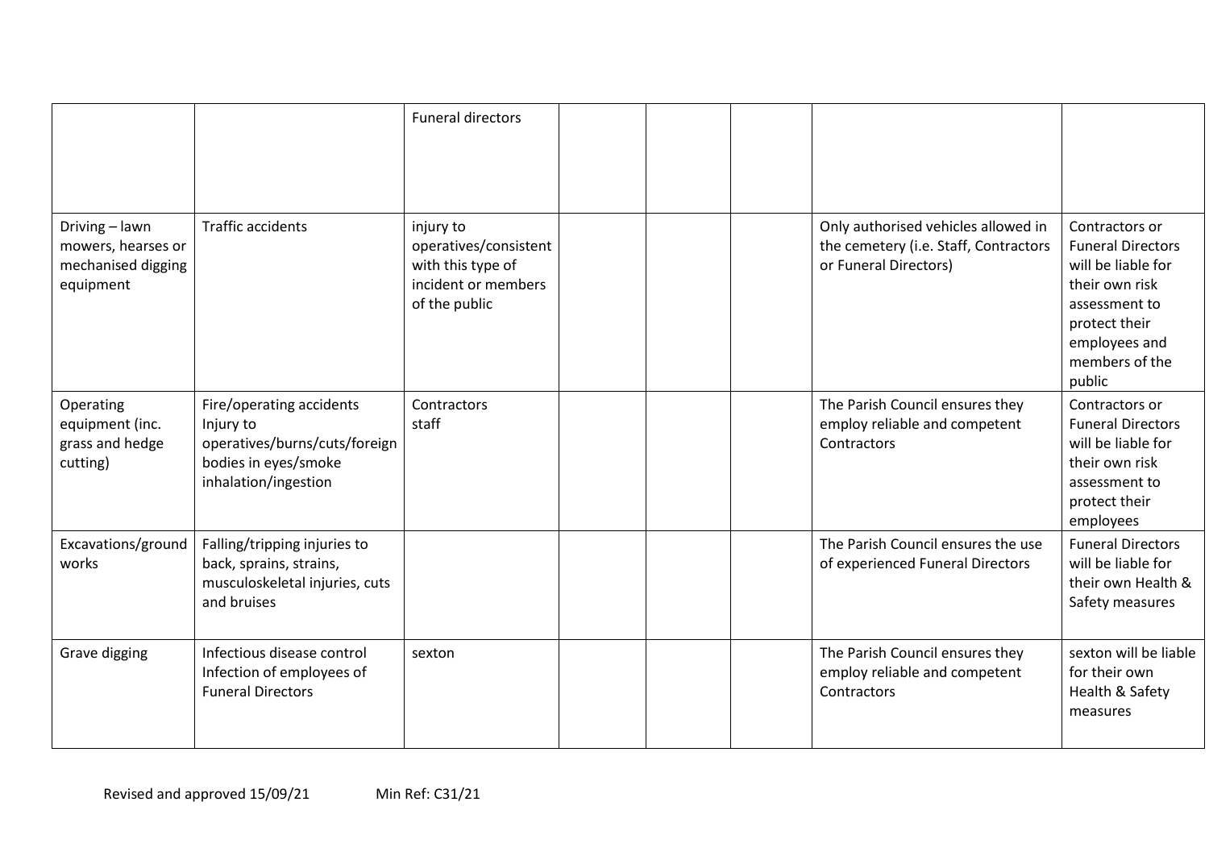| | | | | | | | |
|---|---|---|---|---|---|---|---|
| | | Funeral directors | | | | | |
| Driving – lawn mowers, hearses or mechanised digging equipment | Traffic accidents | injury to operatives/consistent with this type of incident or members of the public | | | | Only authorised vehicles allowed in the cemetery (i.e. Staff, Contractors or Funeral Directors) | Contractors or Funeral Directors will be liable for their own risk assessment to protect their employees and members of the public |
| Operating equipment (inc. grass and hedge cutting) | Fire/operating accidents Injury to operatives/burns/cuts/foreign bodies in eyes/smoke inhalation/ingestion | Contractors staff | | | | The Parish Council ensures they employ reliable and competent Contractors | Contractors or Funeral Directors will be liable for their own risk assessment to protect their employees |
| Excavations/ground works | Falling/tripping injuries to back, sprains, strains, musculoskeletal injuries, cuts and bruises | | | | | The Parish Council ensures the use of experienced Funeral Directors | Funeral Directors will be liable for their own Health & Safety measures |
| Grave digging | Infectious disease control Infection of employees of Funeral Directors | sexton | | | | The Parish Council ensures they employ reliable and competent Contractors | sexton will be liable for their own Health & Safety measures |

Revised and approved 15/09/21 Min Ref: C31/21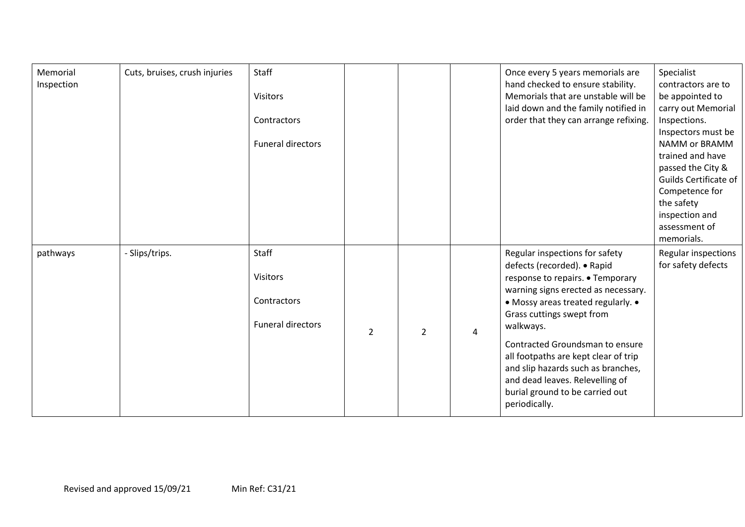| | | | | | | | |
|---|---|---|---|---|---|---|---|
| Memorial Inspection | Cuts, bruises, crush injuries | Staff<br><br>Visitors<br><br>Contractors<br><br>Funeral directors | | | | Once every 5 years memorials are hand checked to ensure stability. Memorials that are unstable will be laid down and the family notified in order that they can arrange refixing. | Specialist contractors are to be appointed to carry out Memorial Inspections. Inspectors must be NAMM or BRAMM trained and have passed the City & Guilds Certificate of Competence for the safety inspection and assessment of memorials. |
| pathways | - Slips/trips. | Staff<br><br>Visitors<br><br>Contractors<br><br>Funeral directors | 2 | 2 | 4 | Regular inspections for safety defects (recorded). • Rapid response to repairs. • Temporary warning signs erected as necessary. • Mossy areas treated regularly. • Grass cuttings swept from walkways.<br><br>Contracted Groundsman to ensure all footpaths are kept clear of trip and slip hazards such as branches, and dead leaves. Relevelling of burial ground to be carried out periodically. | Regular inspections for safety defects |

Revised and approved 15/09/21 Min Ref: C31/21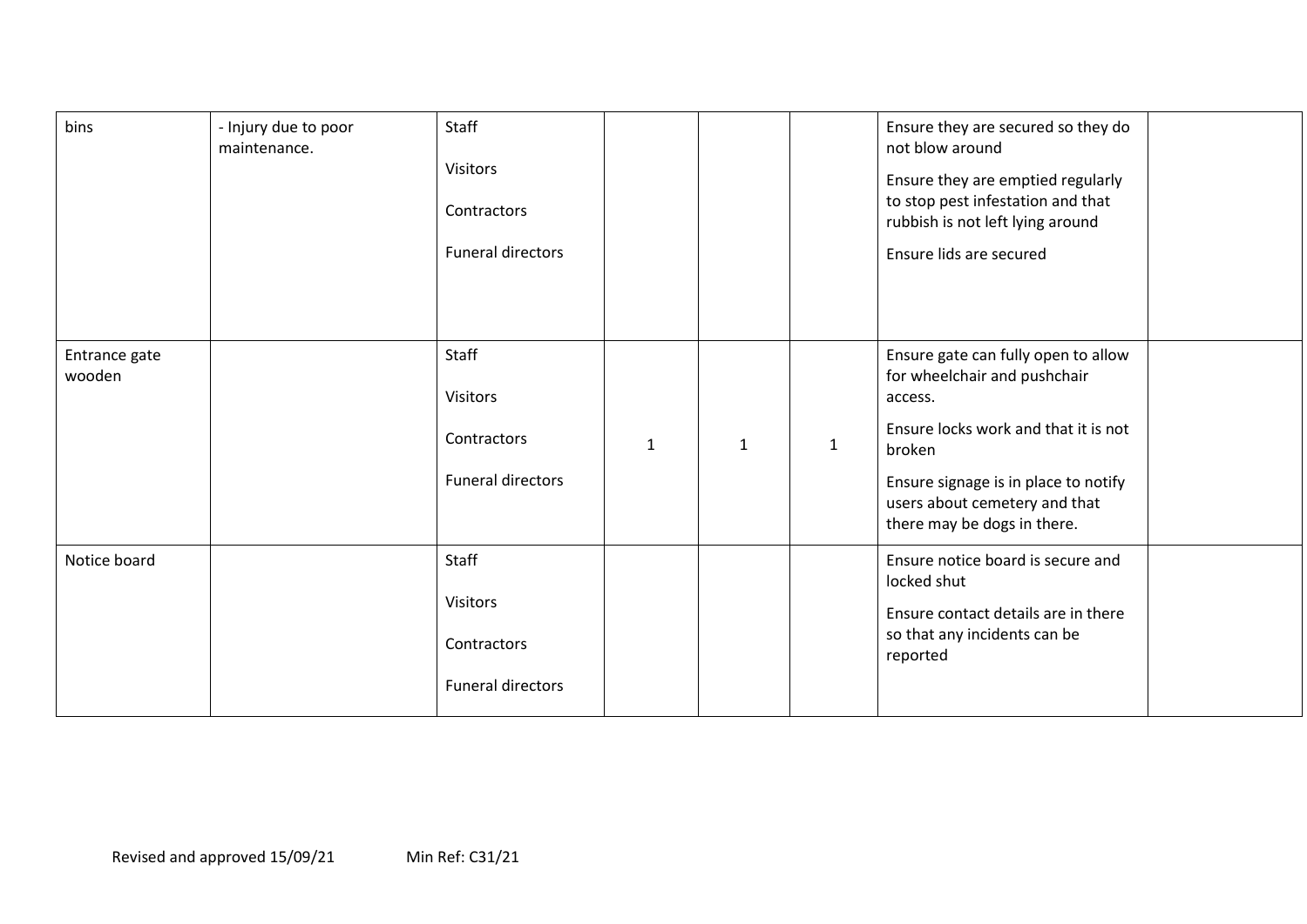| | | | | | | | |
|---|---|---|---|---|---|---|---|
| bins | - Injury due to poor maintenance. | Staff<br><br>Visitors<br><br>Contractors<br><br>Funeral directors | | | | Ensure they are secured so they do not blow around<br><br>Ensure they are emptied regularly to stop pest infestation and that rubbish is not left lying around<br><br>Ensure lids are secured | |
| Entrance gate wooden | | Staff<br><br>Visitors<br><br>Contractors<br><br>Funeral directors | 1 | 1 | 1 | Ensure gate can fully open to allow for wheelchair and pushchair access.<br><br>Ensure locks work and that it is not broken<br><br>Ensure signage is in place to notify users about cemetery and that there may be dogs in there. | |
| Notice board | | Staff<br><br>Visitors<br><br>Contractors<br><br>Funeral directors | | | | Ensure notice board is secure and locked shut<br><br>Ensure contact details are in there so that any incidents can be reported | |

Revised and approved 15/09/21 Min Ref: C31/21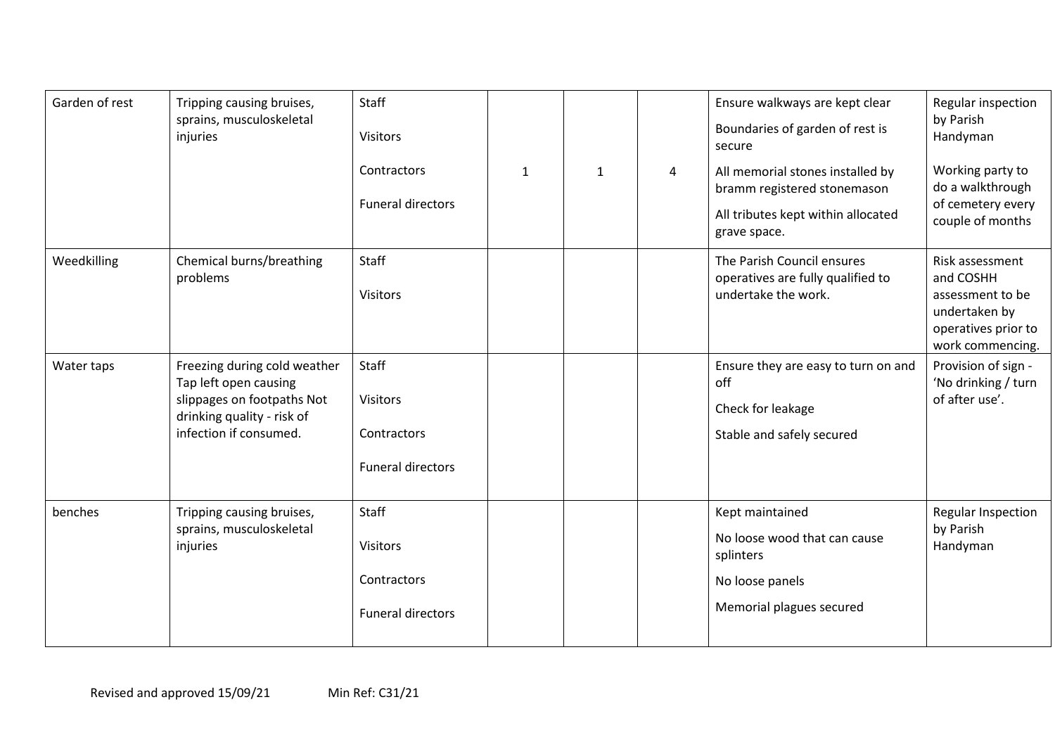| | | | | | | | |
|---|---|---|---|---|---|---|---|
| Garden of rest | Tripping causing bruises, sprains, musculoskeletal injuries | Staff<br><br>Visitors<br><br>Contractors<br><br>Funeral directors | 1 | 1 | 4 | Ensure walkways are kept clear<br><br>Boundaries of garden of rest is secure<br><br>All memorial stones installed by bramm registered stonemason<br><br>All tributes kept within allocated grave space. | Regular inspection by Parish Handyman<br><br>Working party to do a walkthrough of cemetery every couple of months |
| Weedkilling | Chemical burns/breathing problems | Staff<br><br>Visitors | | | | The Parish Council ensures operatives are fully qualified to undertake the work. | Risk assessment and COSHH assessment to be undertaken by operatives prior to work commencing. |
| Water taps | Freezing during cold weather Tap left open causing slippages on footpaths Not drinking quality - risk of infection if consumed. | Staff<br><br>Visitors<br><br>Contractors<br><br>Funeral directors | | | | Ensure they are easy to turn on and off<br><br>Check for leakage<br><br>Stable and safely secured | Provision of sign - 'No drinking / turn of after use'. |
| benches | Tripping causing bruises, sprains, musculoskeletal injuries | Staff<br><br>Visitors<br><br>Contractors<br><br>Funeral directors | | | | Kept maintained<br><br>No loose wood that can cause splinters<br><br>No loose panels<br><br>Memorial plagues secured | Regular Inspection by Parish Handyman |

Revised and approved 15/09/21 Min Ref: C31/21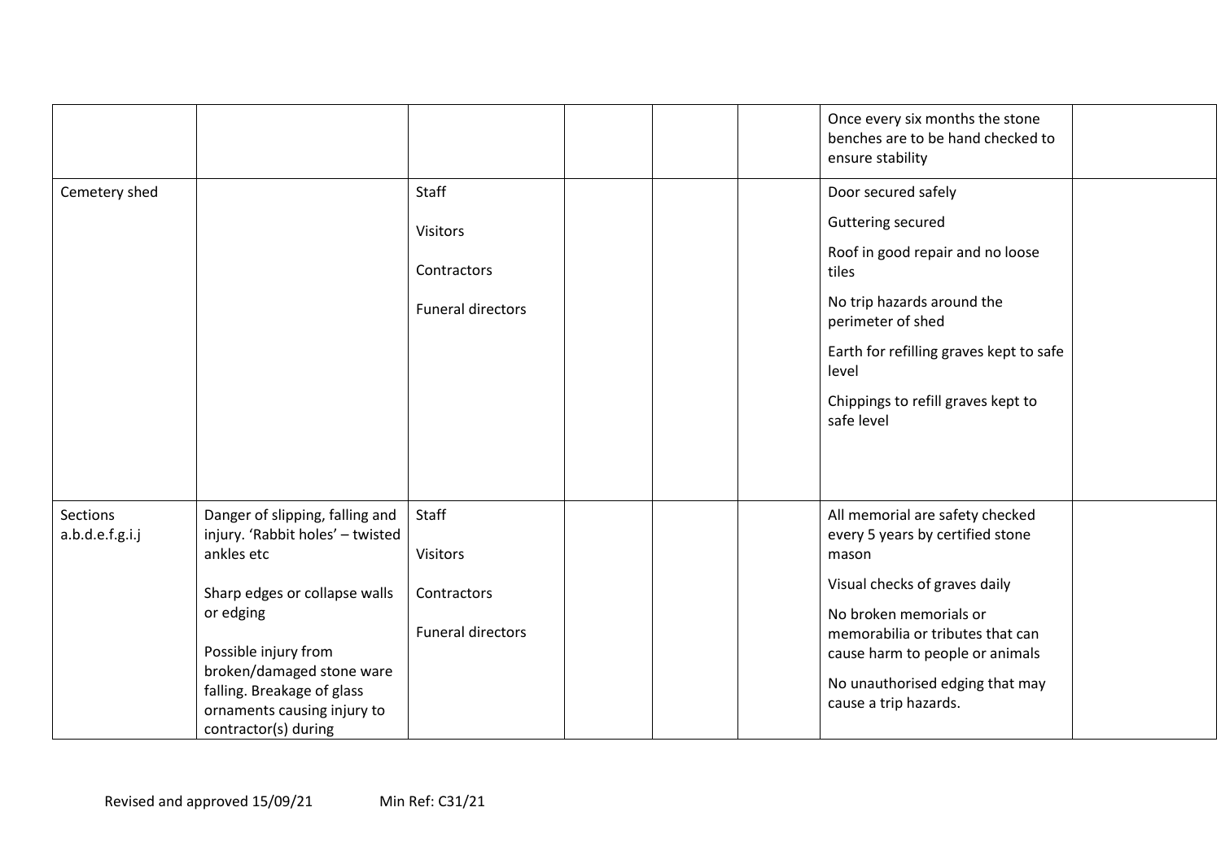| | | | | | | | |
|---|---|---|---|---|---|---|---|
| | | | | | | Once every six months the stone benches are to be hand checked to ensure stability | |
| Cemetery shed | | Staff<br><br>Visitors<br><br>Contractors<br><br>Funeral directors | | | | Door secured safely<br><br>Guttering secured<br><br>Roof in good repair and no loose tiles<br><br>No trip hazards around the perimeter of shed<br><br>Earth for refilling graves kept to safe level<br><br>Chippings to refill graves kept to safe level | |
| Sections a.b.d.e.f.g.i.j | Danger of slipping, falling and injury. 'Rabbit holes' – twisted ankles etc<br><br>Sharp edges or collapse walls or edging<br><br>Possible injury from broken/damaged stone ware falling. Breakage of glass ornaments causing injury to contractor(s) during | Staff<br><br>Visitors<br><br>Contractors<br><br>Funeral directors | | | | All memorial are safety checked every 5 years by certified stone mason<br><br>Visual checks of graves daily<br><br>No broken memorials or memorabilia or tributes that can cause harm to people or animals<br><br>No unauthorised edging that may cause a trip hazards. | |

Revised and approved 15/09/21 Min Ref: C31/21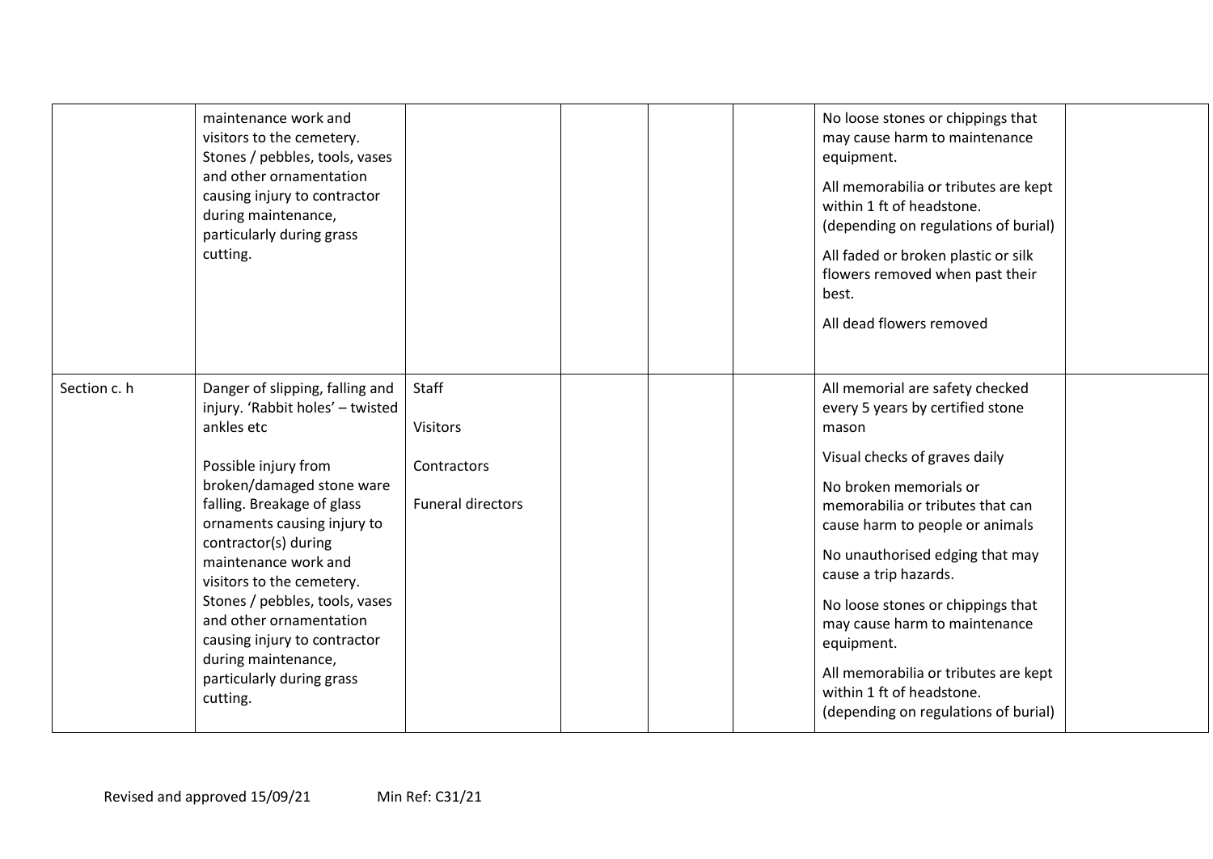| | | | | | | | |
|---|---|---|---|---|---|---|---|
| | maintenance work and visitors to the cemetery. Stones / pebbles, tools, vases and other ornamentation causing injury to contractor during maintenance, particularly during grass cutting. | | | | | No loose stones or chippings that may cause harm to maintenance equipment.<br><br>All memorabilia or tributes are kept within 1 ft of headstone. (depending on regulations of burial)<br><br>All faded or broken plastic or silk flowers removed when past their best.<br><br>All dead flowers removed | |
| Section c. h | Danger of slipping, falling and injury. 'Rabbit holes' – twisted ankles etc<br><br>Possible injury from broken/damaged stone ware falling. Breakage of glass ornaments causing injury to contractor(s) during maintenance work and visitors to the cemetery. Stones / pebbles, tools, vases and other ornamentation causing injury to contractor during maintenance, particularly during grass cutting. | Staff<br><br>Visitors<br><br>Contractors<br><br>Funeral directors | | | | All memorial are safety checked every 5 years by certified stone mason<br><br>Visual checks of graves daily<br><br>No broken memorials or memorabilia or tributes that can cause harm to people or animals<br><br>No unauthorised edging that may cause a trip hazards.<br><br>No loose stones or chippings that may cause harm to maintenance equipment.<br><br>All memorabilia or tributes are kept within 1 ft of headstone. (depending on regulations of burial) | |

Revised and approved 15/09/21 Min Ref: C31/21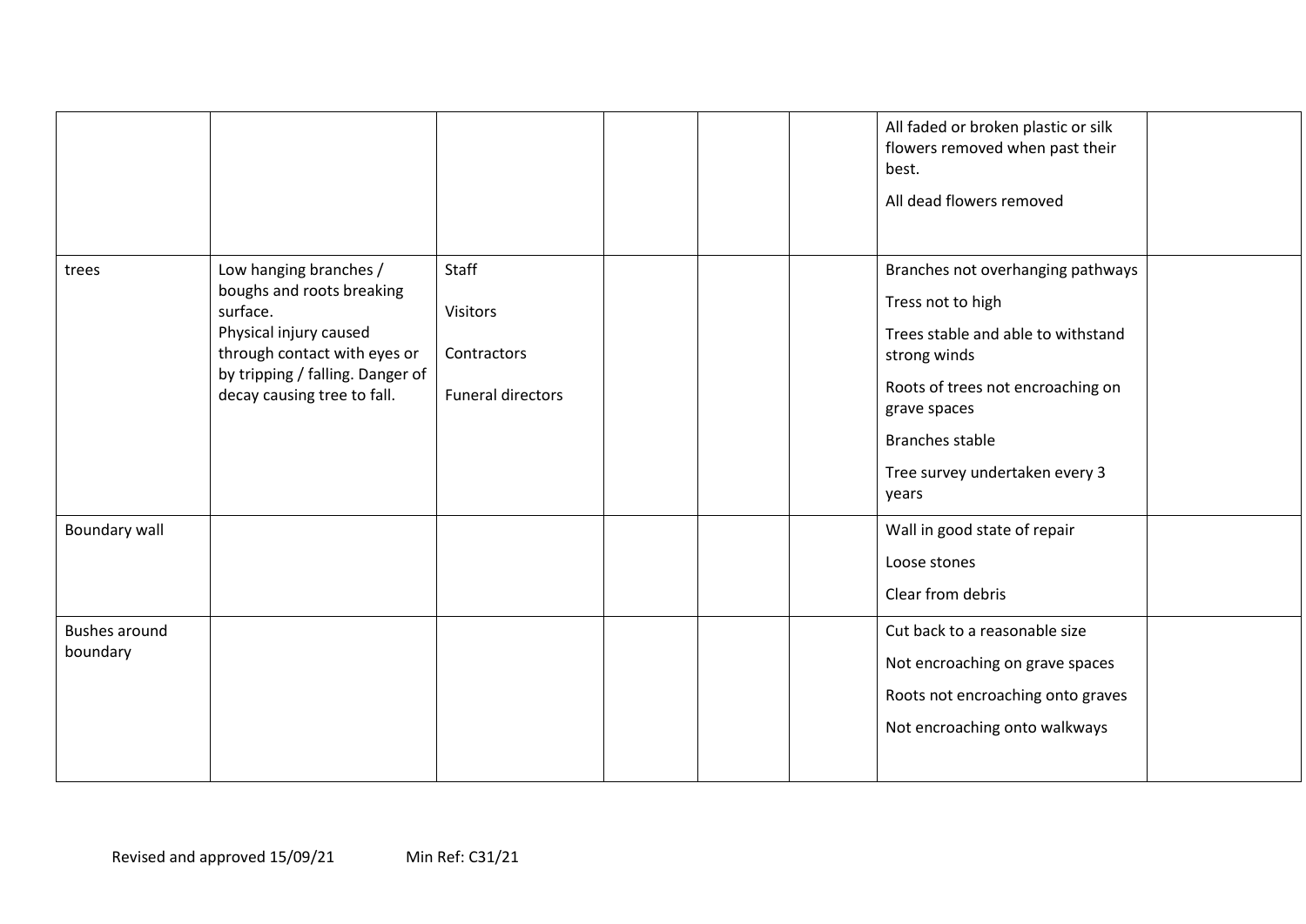| | | | | | | | |
|---|---|---|---|---|---|---|---|
| | | | | | | All faded or broken plastic or silk flowers removed when past their best.<br><br>All dead flowers removed | |
| trees | Low hanging branches / boughs and roots breaking surface.<br>Physical injury caused through contact with eyes or by tripping / falling. Danger of decay causing tree to fall. | Staff<br><br>Visitors<br><br>Contractors<br><br>Funeral directors | | | | Branches not overhanging pathways<br><br>Tress not to high<br><br>Trees stable and able to withstand strong winds<br><br>Roots of trees not encroaching on grave spaces<br><br>Branches stable<br><br>Tree survey undertaken every 3 years | |
| Boundary wall | | | | | | Wall in good state of repair<br><br>Loose stones<br><br>Clear from debris | |
| Bushes around boundary | | | | | | Cut back to a reasonable size<br><br>Not encroaching on grave spaces<br><br>Roots not encroaching onto graves<br><br>Not encroaching onto walkways | |

Revised and approved 15/09/21 Min Ref: C31/21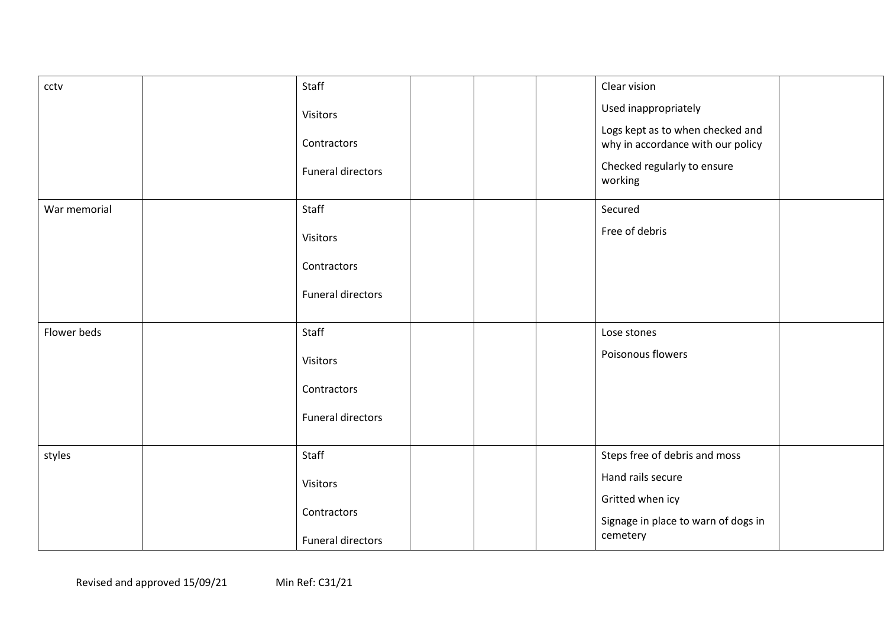| | | | | | | | |
|---|---|---|---|---|---|---|---|
| cctv | | Staff<br>Visitors<br>Contractors<br>Funeral directors | | | | Clear vision<br>Used inappropriately<br>Logs kept as to when checked and why in accordance with our policy<br>Checked regularly to ensure working | |
| War memorial | | Staff<br>Visitors<br>Contractors<br>Funeral directors | | | | Secured<br>Free of debris | |
| Flower beds | | Staff<br>Visitors<br>Contractors<br>Funeral directors | | | | Lose stones<br>Poisonous flowers | |
| styles | | Staff<br>Visitors<br>Contractors<br>Funeral directors | | | | Steps free of debris and moss<br>Hand rails secure<br>Gritted when icy<br>Signage in place to warn of dogs in cemetery | |

Revised and approved 15/09/21 Min Ref: C31/21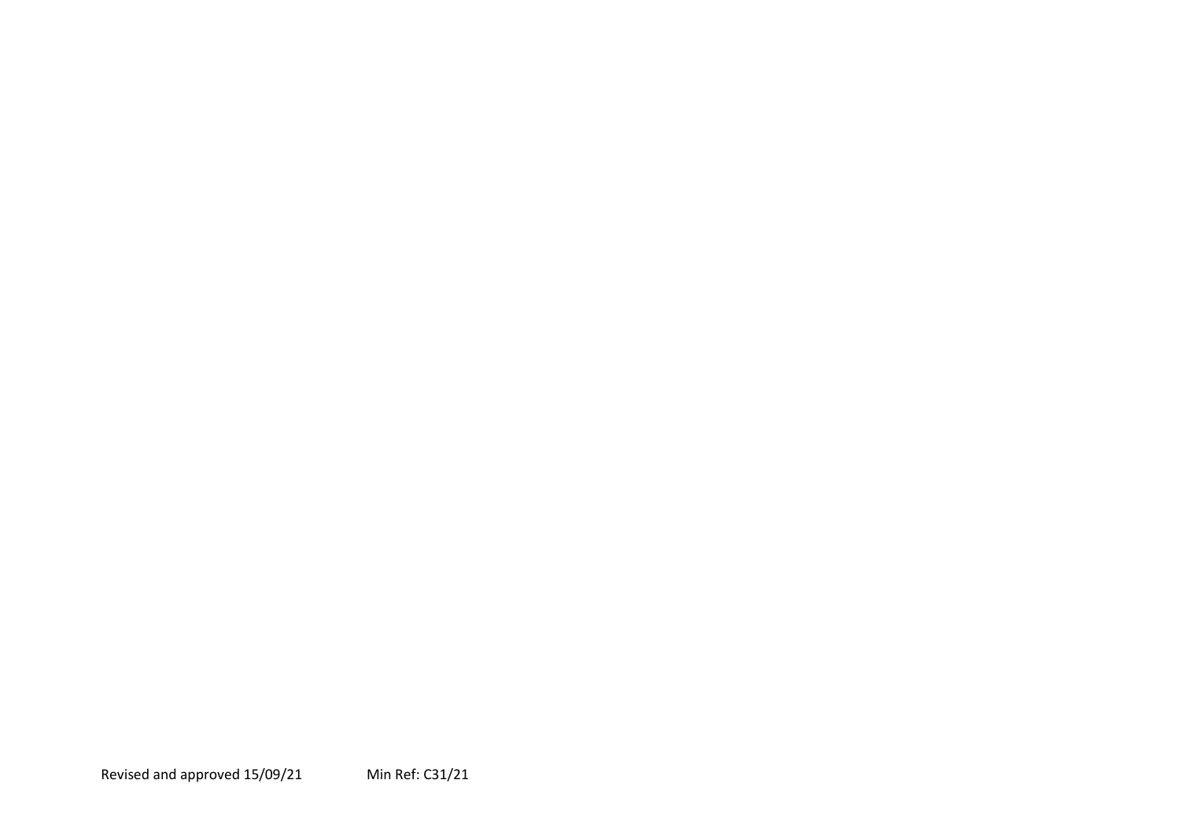Revised and approved 15/09/21 Min Ref: C31/21